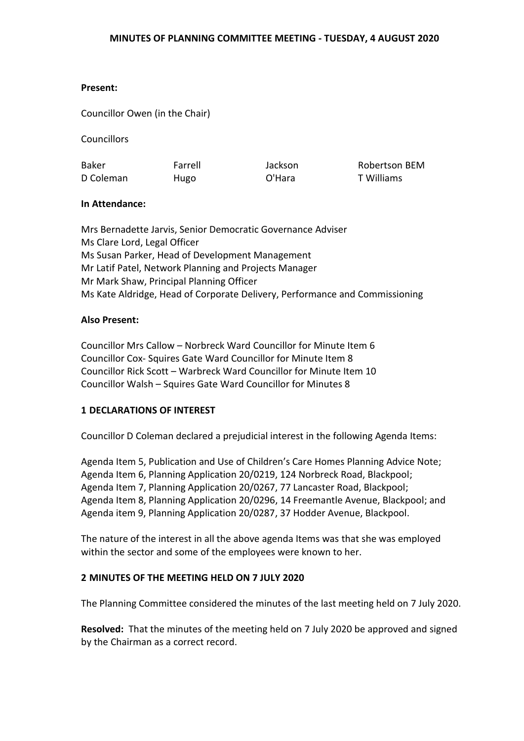# MINUTES OF PLANNING COMMITTEE MEETING - TUESDAY, 4 AUGUST 2020

**Present:**

Councillor Owen (in the Chair)

Councillors

| | | | |
|---|---|---|---|
| Baker | Farrell | Jackson | Robertson BEM |
| D Coleman | Hugo | O'Hara | T Williams |

**In Attendance:**

Mrs Bernadette Jarvis, Senior Democratic Governance Adviser
Ms Clare Lord, Legal Officer
Ms Susan Parker, Head of Development Management
Mr Latif Patel, Network Planning and Projects Manager
Mr Mark Shaw, Principal Planning Officer
Ms Kate Aldridge, Head of Corporate Delivery, Performance and Commissioning

**Also Present:**

Councillor Mrs Callow – Norbreck Ward Councillor for Minute Item 6
Councillor Cox- Squires Gate Ward Councillor for Minute Item 8
Councillor Rick Scott – Warbreck Ward Councillor for Minute Item 10
Councillor Walsh – Squires Gate Ward Councillor for Minutes 8

## 1 DECLARATIONS OF INTEREST

Councillor D Coleman declared a prejudicial interest in the following Agenda Items:

Agenda Item 5, Publication and Use of Children's Care Homes Planning Advice Note;
Agenda Item 6, Planning Application 20/0219, 124 Norbreck Road, Blackpool;
Agenda Item 7, Planning Application 20/0267, 77 Lancaster Road, Blackpool;
Agenda Item 8, Planning Application 20/0296, 14 Freemantle Avenue, Blackpool; and
Agenda item 9, Planning Application 20/0287, 37 Hodder Avenue, Blackpool.

The nature of the interest in all the above agenda Items was that she was employed within the sector and some of the employees were known to her.

## 2 MINUTES OF THE MEETING HELD ON 7 JULY 2020

The Planning Committee considered the minutes of the last meeting held on 7 July 2020.

**Resolved:** That the minutes of the meeting held on 7 July 2020 be approved and signed by the Chairman as a correct record.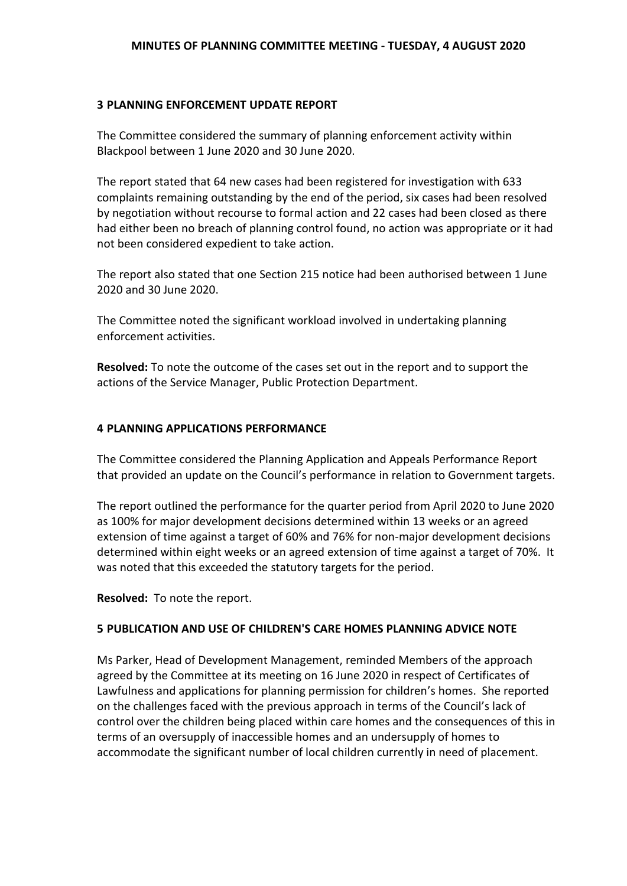### 3 PLANNING ENFORCEMENT UPDATE REPORT

The Committee considered the summary of planning enforcement activity within Blackpool between 1 June 2020 and 30 June 2020.

The report stated that 64 new cases had been registered for investigation with 633 complaints remaining outstanding by the end of the period, six cases had been resolved by negotiation without recourse to formal action and 22 cases had been closed as there had either been no breach of planning control found, no action was appropriate or it had not been considered expedient to take action.

The report also stated that one Section 215 notice had been authorised between 1 June 2020 and 30 June 2020.

The Committee noted the significant workload involved in undertaking planning enforcement activities.

**Resolved:** To note the outcome of the cases set out in the report and to support the actions of the Service Manager, Public Protection Department.

### 4 PLANNING APPLICATIONS PERFORMANCE

The Committee considered the Planning Application and Appeals Performance Report that provided an update on the Council's performance in relation to Government targets.

The report outlined the performance for the quarter period from April 2020 to June 2020 as 100% for major development decisions determined within 13 weeks or an agreed extension of time against a target of 60% and 76% for non-major development decisions determined within eight weeks or an agreed extension of time against a target of 70%. It was noted that this exceeded the statutory targets for the period.

**Resolved:** To note the report.

### 5 PUBLICATION AND USE OF CHILDREN'S CARE HOMES PLANNING ADVICE NOTE

Ms Parker, Head of Development Management, reminded Members of the approach agreed by the Committee at its meeting on 16 June 2020 in respect of Certificates of Lawfulness and applications for planning permission for children's homes. She reported on the challenges faced with the previous approach in terms of the Council's lack of control over the children being placed within care homes and the consequences of this in terms of an oversupply of inaccessible homes and an undersupply of homes to accommodate the significant number of local children currently in need of placement.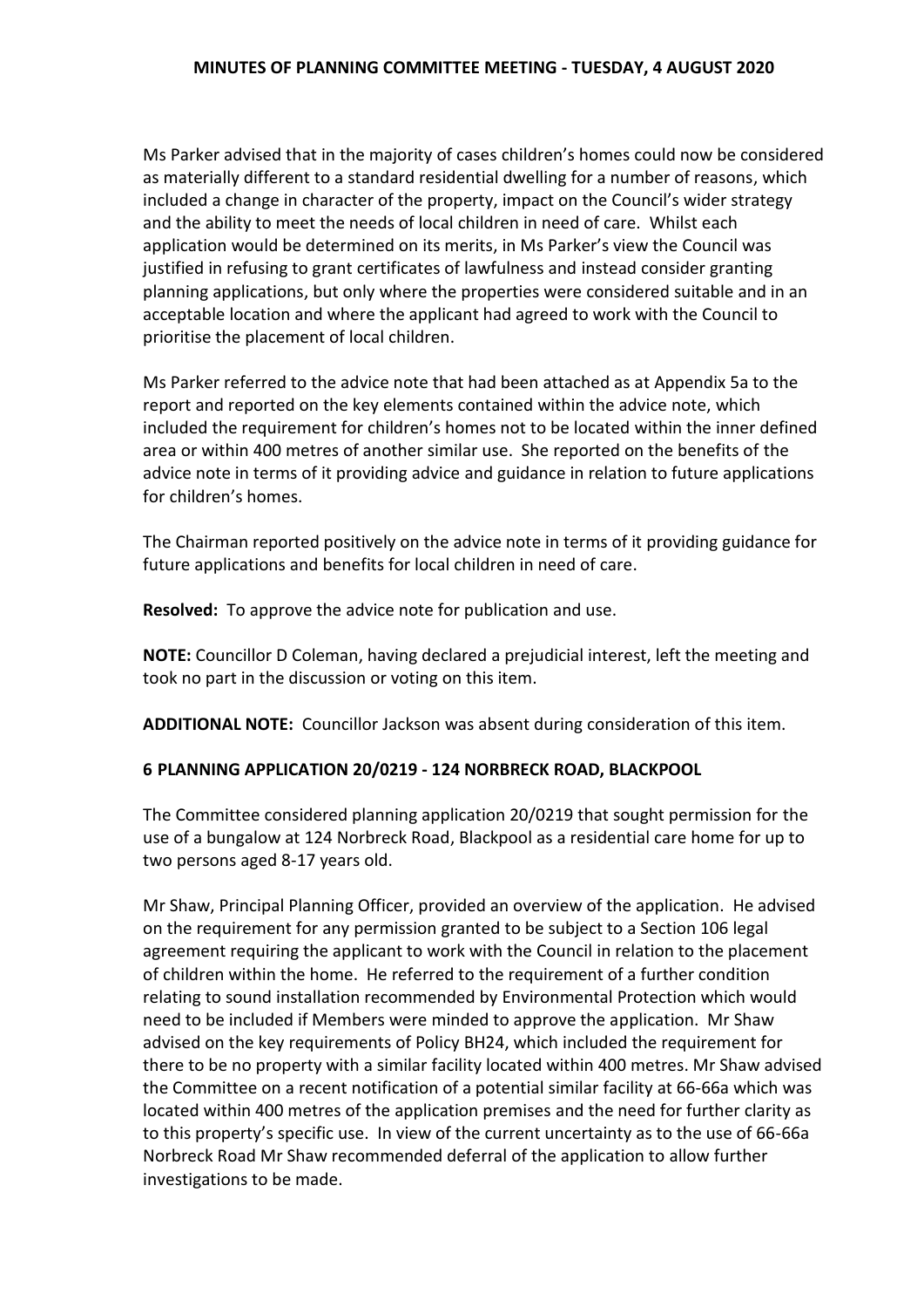Ms Parker advised that in the majority of cases children's homes could now be considered as materially different to a standard residential dwelling for a number of reasons, which included a change in character of the property, impact on the Council's wider strategy and the ability to meet the needs of local children in need of care. Whilst each application would be determined on its merits, in Ms Parker's view the Council was justified in refusing to grant certificates of lawfulness and instead consider granting planning applications, but only where the properties were considered suitable and in an acceptable location and where the applicant had agreed to work with the Council to prioritise the placement of local children.

Ms Parker referred to the advice note that had been attached as at Appendix 5a to the report and reported on the key elements contained within the advice note, which included the requirement for children's homes not to be located within the inner defined area or within 400 metres of another similar use. She reported on the benefits of the advice note in terms of it providing advice and guidance in relation to future applications for children's homes.

The Chairman reported positively on the advice note in terms of it providing guidance for future applications and benefits for local children in need of care.

**Resolved:** To approve the advice note for publication and use.

**NOTE:** Councillor D Coleman, having declared a prejudicial interest, left the meeting and took no part in the discussion or voting on this item.

**ADDITIONAL NOTE:** Councillor Jackson was absent during consideration of this item.

## 6 PLANNING APPLICATION 20/0219 - 124 NORBRECK ROAD, BLACKPOOL

The Committee considered planning application 20/0219 that sought permission for the use of a bungalow at 124 Norbreck Road, Blackpool as a residential care home for up to two persons aged 8-17 years old.

Mr Shaw, Principal Planning Officer, provided an overview of the application. He advised on the requirement for any permission granted to be subject to a Section 106 legal agreement requiring the applicant to work with the Council in relation to the placement of children within the home. He referred to the requirement of a further condition relating to sound installation recommended by Environmental Protection which would need to be included if Members were minded to approve the application. Mr Shaw advised on the key requirements of Policy BH24, which included the requirement for there to be no property with a similar facility located within 400 metres. Mr Shaw advised the Committee on a recent notification of a potential similar facility at 66-66a which was located within 400 metres of the application premises and the need for further clarity as to this property's specific use. In view of the current uncertainty as to the use of 66-66a Norbreck Road Mr Shaw recommended deferral of the application to allow further investigations to be made.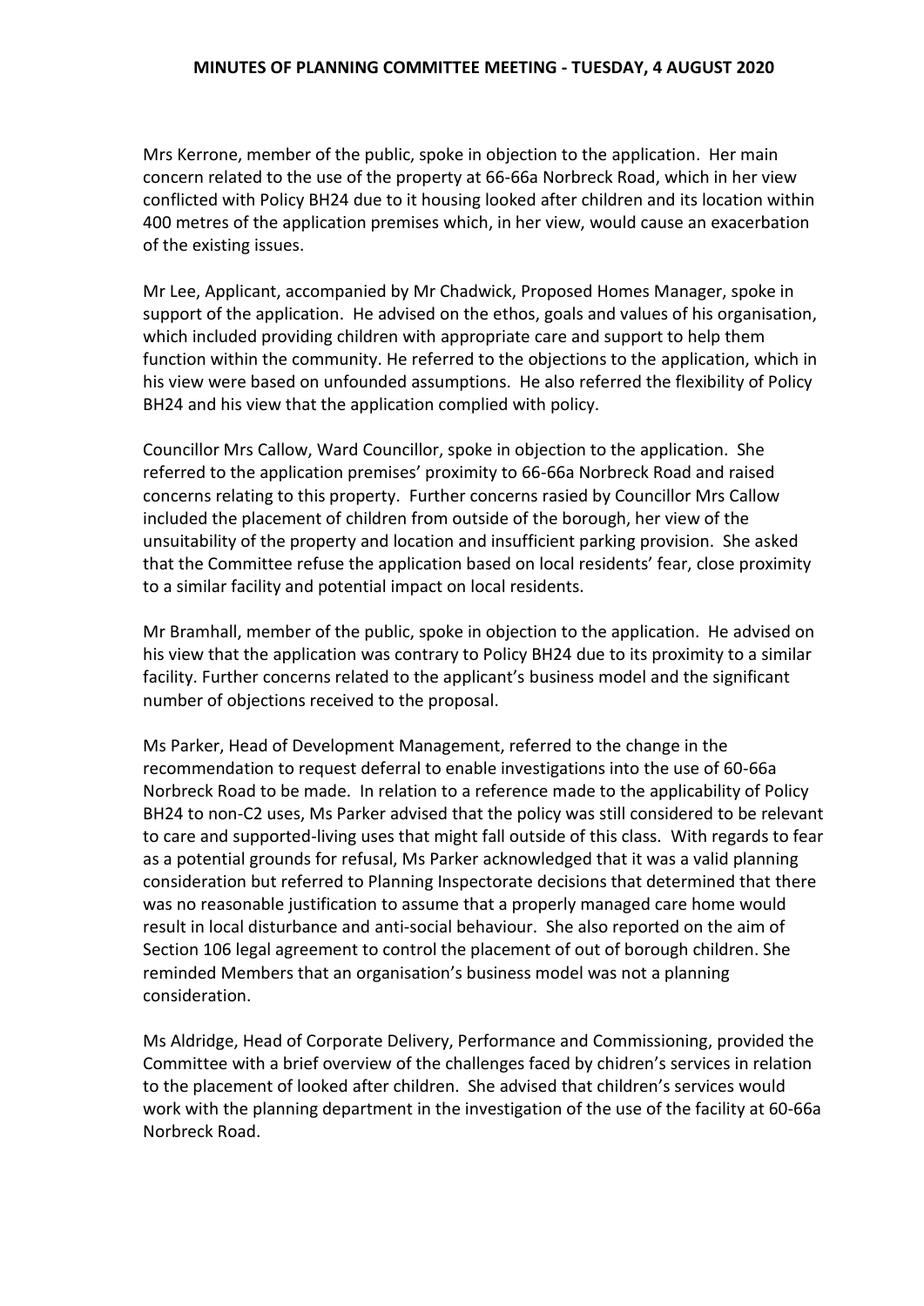Mrs Kerrone, member of the public, spoke in objection to the application. Her main concern related to the use of the property at 66-66a Norbreck Road, which in her view conflicted with Policy BH24 due to it housing looked after children and its location within 400 metres of the application premises which, in her view, would cause an exacerbation of the existing issues.

Mr Lee, Applicant, accompanied by Mr Chadwick, Proposed Homes Manager, spoke in support of the application. He advised on the ethos, goals and values of his organisation, which included providing children with appropriate care and support to help them function within the community. He referred to the objections to the application, which in his view were based on unfounded assumptions. He also referred the flexibility of Policy BH24 and his view that the application complied with policy.

Councillor Mrs Callow, Ward Councillor, spoke in objection to the application. She referred to the application premises' proximity to 66-66a Norbreck Road and raised concerns relating to this property. Further concerns rasied by Councillor Mrs Callow included the placement of children from outside of the borough, her view of the unsuitability of the property and location and insufficient parking provision. She asked that the Committee refuse the application based on local residents' fear, close proximity to a similar facility and potential impact on local residents.

Mr Bramhall, member of the public, spoke in objection to the application. He advised on his view that the application was contrary to Policy BH24 due to its proximity to a similar facility. Further concerns related to the applicant's business model and the significant number of objections received to the proposal.

Ms Parker, Head of Development Management, referred to the change in the recommendation to request deferral to enable investigations into the use of 60-66a Norbreck Road to be made. In relation to a reference made to the applicability of Policy BH24 to non-C2 uses, Ms Parker advised that the policy was still considered to be relevant to care and supported-living uses that might fall outside of this class. With regards to fear as a potential grounds for refusal, Ms Parker acknowledged that it was a valid planning consideration but referred to Planning Inspectorate decisions that determined that there was no reasonable justification to assume that a properly managed care home would result in local disturbance and anti-social behaviour. She also reported on the aim of Section 106 legal agreement to control the placement of out of borough children. She reminded Members that an organisation's business model was not a planning consideration.

Ms Aldridge, Head of Corporate Delivery, Performance and Commissioning, provided the Committee with a brief overview of the challenges faced by chidren's services in relation to the placement of looked after children. She advised that children's services would work with the planning department in the investigation of the use of the facility at 60-66a Norbreck Road.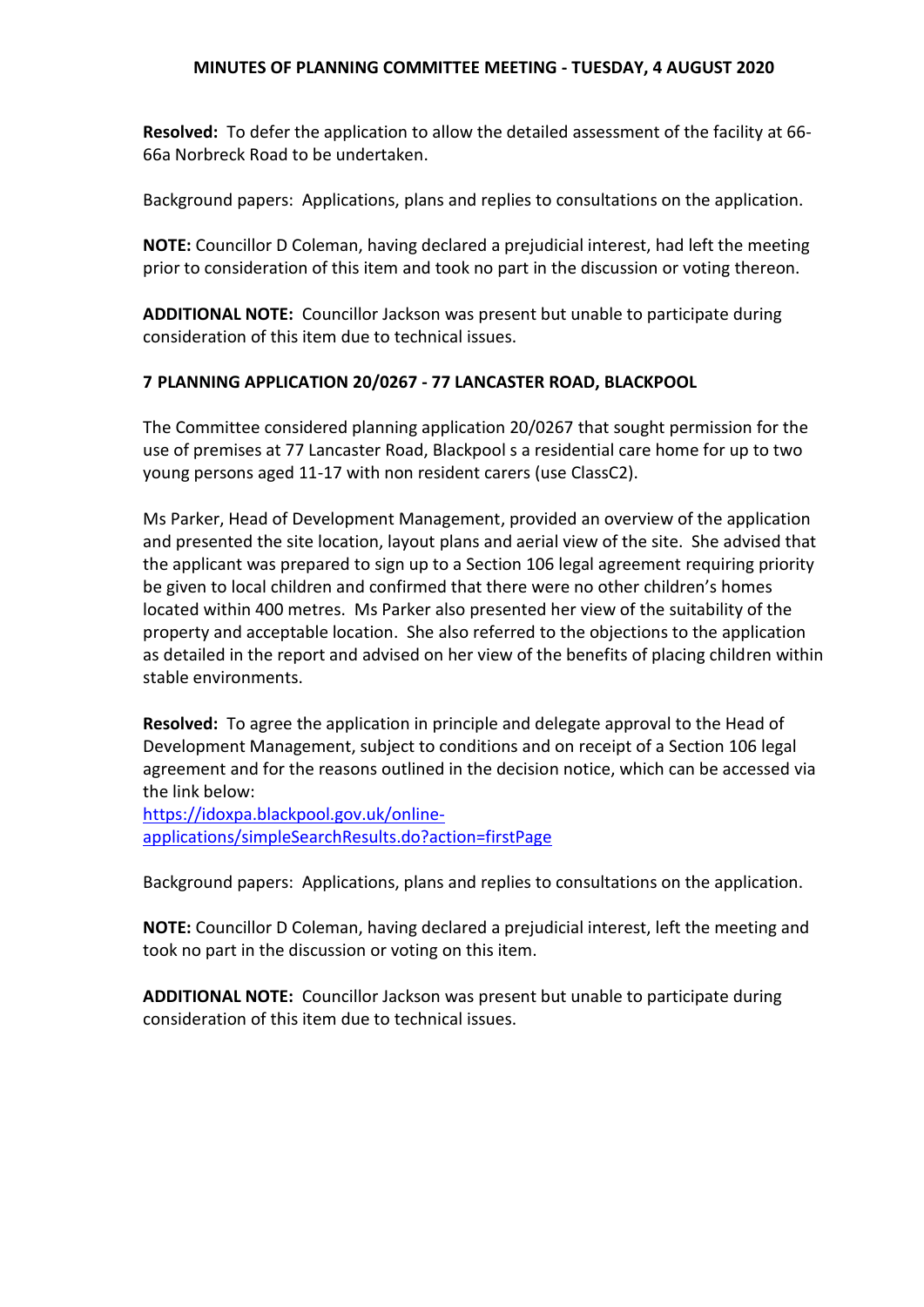**Resolved:** To defer the application to allow the detailed assessment of the facility at 66-66a Norbreck Road to be undertaken.

Background papers: Applications, plans and replies to consultations on the application.

**NOTE:** Councillor D Coleman, having declared a prejudicial interest, had left the meeting prior to consideration of this item and took no part in the discussion or voting thereon.

**ADDITIONAL NOTE:** Councillor Jackson was present but unable to participate during consideration of this item due to technical issues.

## 7 PLANNING APPLICATION 20/0267 - 77 LANCASTER ROAD, BLACKPOOL

The Committee considered planning application 20/0267 that sought permission for the use of premises at 77 Lancaster Road, Blackpool s a residential care home for up to two young persons aged 11-17 with non resident carers (use ClassC2).

Ms Parker, Head of Development Management, provided an overview of the application and presented the site location, layout plans and aerial view of the site. She advised that the applicant was prepared to sign up to a Section 106 legal agreement requiring priority be given to local children and confirmed that there were no other children's homes located within 400 metres. Ms Parker also presented her view of the suitability of the property and acceptable location. She also referred to the objections to the application as detailed in the report and advised on her view of the benefits of placing children within stable environments.

**Resolved:** To agree the application in principle and delegate approval to the Head of Development Management, subject to conditions and on receipt of a Section 106 legal agreement and for the reasons outlined in the decision notice, which can be accessed via the link below:
https://idoxpa.blackpool.gov.uk/online-applications/simpleSearchResults.do?action=firstPage

Background papers: Applications, plans and replies to consultations on the application.

**NOTE:** Councillor D Coleman, having declared a prejudicial interest, left the meeting and took no part in the discussion or voting on this item.

**ADDITIONAL NOTE:** Councillor Jackson was present but unable to participate during consideration of this item due to technical issues.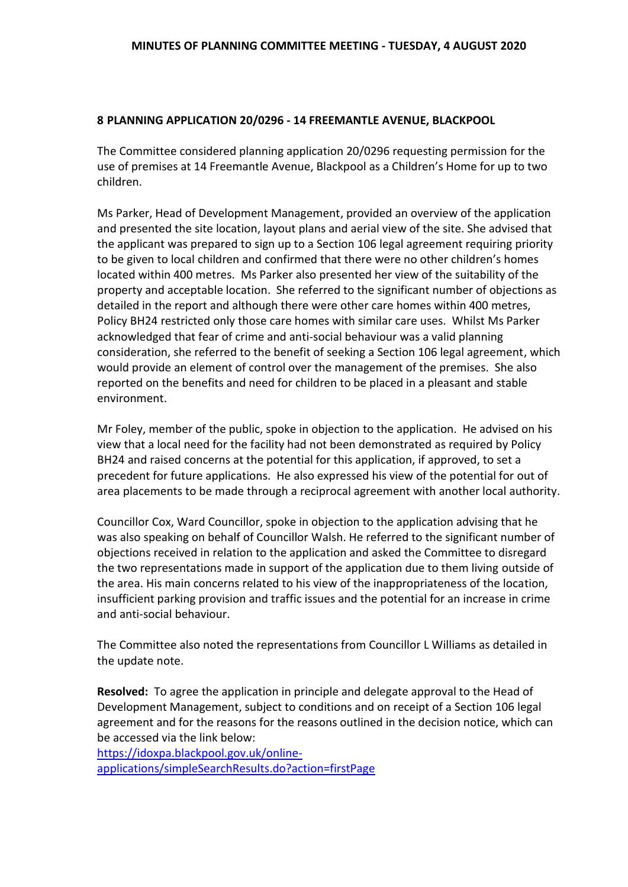## 8 PLANNING APPLICATION 20/0296 - 14 FREEMANTLE AVENUE, BLACKPOOL

The Committee considered planning application 20/0296 requesting permission for the use of premises at 14 Freemantle Avenue, Blackpool as a Children's Home for up to two children.

Ms Parker, Head of Development Management, provided an overview of the application and presented the site location, layout plans and aerial view of the site. She advised that the applicant was prepared to sign up to a Section 106 legal agreement requiring priority to be given to local children and confirmed that there were no other children's homes located within 400 metres. Ms Parker also presented her view of the suitability of the property and acceptable location. She referred to the significant number of objections as detailed in the report and although there were other care homes within 400 metres, Policy BH24 restricted only those care homes with similar care uses. Whilst Ms Parker acknowledged that fear of crime and anti-social behaviour was a valid planning consideration, she referred to the benefit of seeking a Section 106 legal agreement, which would provide an element of control over the management of the premises. She also reported on the benefits and need for children to be placed in a pleasant and stable environment.

Mr Foley, member of the public, spoke in objection to the application. He advised on his view that a local need for the facility had not been demonstrated as required by Policy BH24 and raised concerns at the potential for this application, if approved, to set a precedent for future applications. He also expressed his view of the potential for out of area placements to be made through a reciprocal agreement with another local authority.

Councillor Cox, Ward Councillor, spoke in objection to the application advising that he was also speaking on behalf of Councillor Walsh. He referred to the significant number of objections received in relation to the application and asked the Committee to disregard the two representations made in support of the application due to them living outside of the area. His main concerns related to his view of the inappropriateness of the location, insufficient parking provision and traffic issues and the potential for an increase in crime and anti-social behaviour.

The Committee also noted the representations from Councillor L Williams as detailed in the update note.

**Resolved:** To agree the application in principle and delegate approval to the Head of Development Management, subject to conditions and on receipt of a Section 106 legal agreement and for the reasons for the reasons outlined in the decision notice, which can be accessed via the link below:
[https://idoxpa.blackpool.gov.uk/online-applications/simpleSearchResults.do?action=firstPage](https://idoxpa.blackpool.gov.uk/online-applications/simpleSearchResults.do?action=firstPage)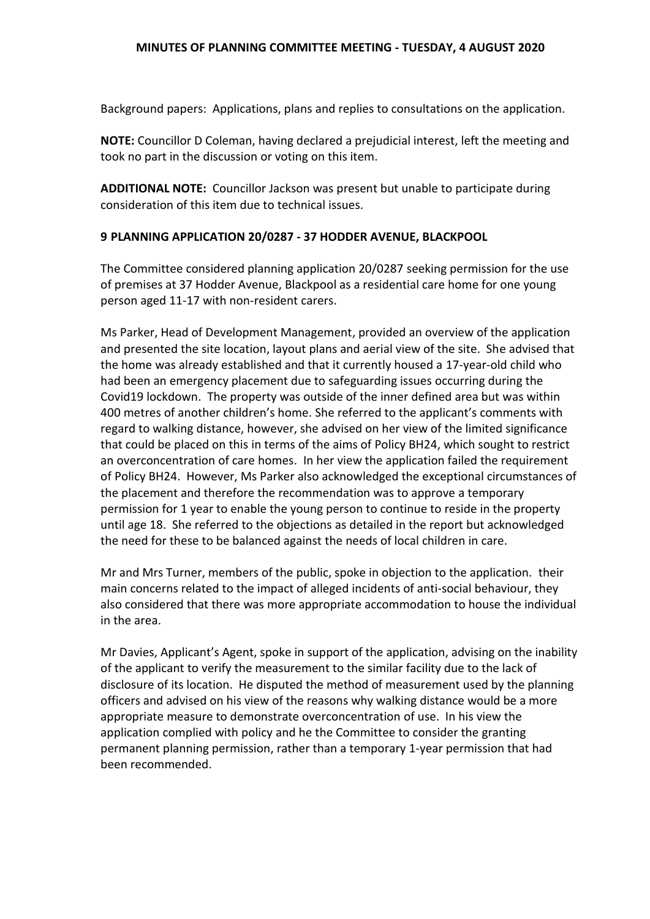Background papers: Applications, plans and replies to consultations on the application.

**NOTE:** Councillor D Coleman, having declared a prejudicial interest, left the meeting and took no part in the discussion or voting on this item.

**ADDITIONAL NOTE:** Councillor Jackson was present but unable to participate during consideration of this item due to technical issues.

## 9 PLANNING APPLICATION 20/0287 - 37 HODDER AVENUE, BLACKPOOL

The Committee considered planning application 20/0287 seeking permission for the use of premises at 37 Hodder Avenue, Blackpool as a residential care home for one young person aged 11-17 with non-resident carers.

Ms Parker, Head of Development Management, provided an overview of the application and presented the site location, layout plans and aerial view of the site. She advised that the home was already established and that it currently housed a 17-year-old child who had been an emergency placement due to safeguarding issues occurring during the Covid19 lockdown. The property was outside of the inner defined area but was within 400 metres of another children's home. She referred to the applicant's comments with regard to walking distance, however, she advised on her view of the limited significance that could be placed on this in terms of the aims of Policy BH24, which sought to restrict an overconcentration of care homes. In her view the application failed the requirement of Policy BH24. However, Ms Parker also acknowledged the exceptional circumstances of the placement and therefore the recommendation was to approve a temporary permission for 1 year to enable the young person to continue to reside in the property until age 18. She referred to the objections as detailed in the report but acknowledged the need for these to be balanced against the needs of local children in care.

Mr and Mrs Turner, members of the public, spoke in objection to the application. their main concerns related to the impact of alleged incidents of anti-social behaviour, they also considered that there was more appropriate accommodation to house the individual in the area.

Mr Davies, Applicant's Agent, spoke in support of the application, advising on the inability of the applicant to verify the measurement to the similar facility due to the lack of disclosure of its location. He disputed the method of measurement used by the planning officers and advised on his view of the reasons why walking distance would be a more appropriate measure to demonstrate overconcentration of use. In his view the application complied with policy and he the Committee to consider the granting permanent planning permission, rather than a temporary 1-year permission that had been recommended.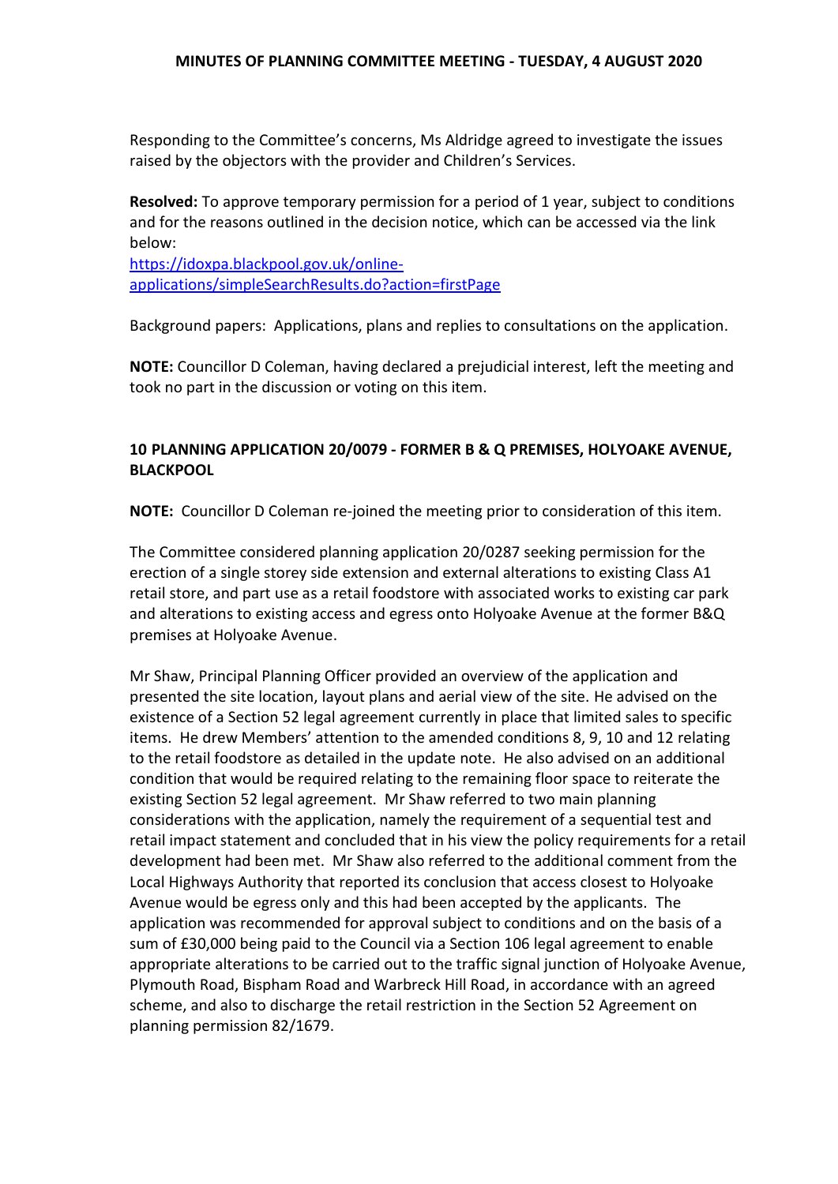Responding to the Committee's concerns, Ms Aldridge agreed to investigate the issues raised by the objectors with the provider and Children's Services.

**Resolved:** To approve temporary permission for a period of 1 year, subject to conditions and for the reasons outlined in the decision notice, which can be accessed via the link below:
https://idoxpa.blackpool.gov.uk/online-applications/simpleSearchResults.do?action=firstPage

Background papers: Applications, plans and replies to consultations on the application.

**NOTE:** Councillor D Coleman, having declared a prejudicial interest, left the meeting and took no part in the discussion or voting on this item.

## 10 PLANNING APPLICATION 20/0079 - FORMER B & Q PREMISES, HOLYOAKE AVENUE, BLACKPOOL

**NOTE:** Councillor D Coleman re-joined the meeting prior to consideration of this item.

The Committee considered planning application 20/0287 seeking permission for the erection of a single storey side extension and external alterations to existing Class A1 retail store, and part use as a retail foodstore with associated works to existing car park and alterations to existing access and egress onto Holyoake Avenue at the former B&Q premises at Holyoake Avenue.

Mr Shaw, Principal Planning Officer provided an overview of the application and presented the site location, layout plans and aerial view of the site. He advised on the existence of a Section 52 legal agreement currently in place that limited sales to specific items. He drew Members' attention to the amended conditions 8, 9, 10 and 12 relating to the retail foodstore as detailed in the update note. He also advised on an additional condition that would be required relating to the remaining floor space to reiterate the existing Section 52 legal agreement. Mr Shaw referred to two main planning considerations with the application, namely the requirement of a sequential test and retail impact statement and concluded that in his view the policy requirements for a retail development had been met. Mr Shaw also referred to the additional comment from the Local Highways Authority that reported its conclusion that access closest to Holyoake Avenue would be egress only and this had been accepted by the applicants. The application was recommended for approval subject to conditions and on the basis of a sum of £30,000 being paid to the Council via a Section 106 legal agreement to enable appropriate alterations to be carried out to the traffic signal junction of Holyoake Avenue, Plymouth Road, Bispham Road and Warbreck Hill Road, in accordance with an agreed scheme, and also to discharge the retail restriction in the Section 52 Agreement on planning permission 82/1679.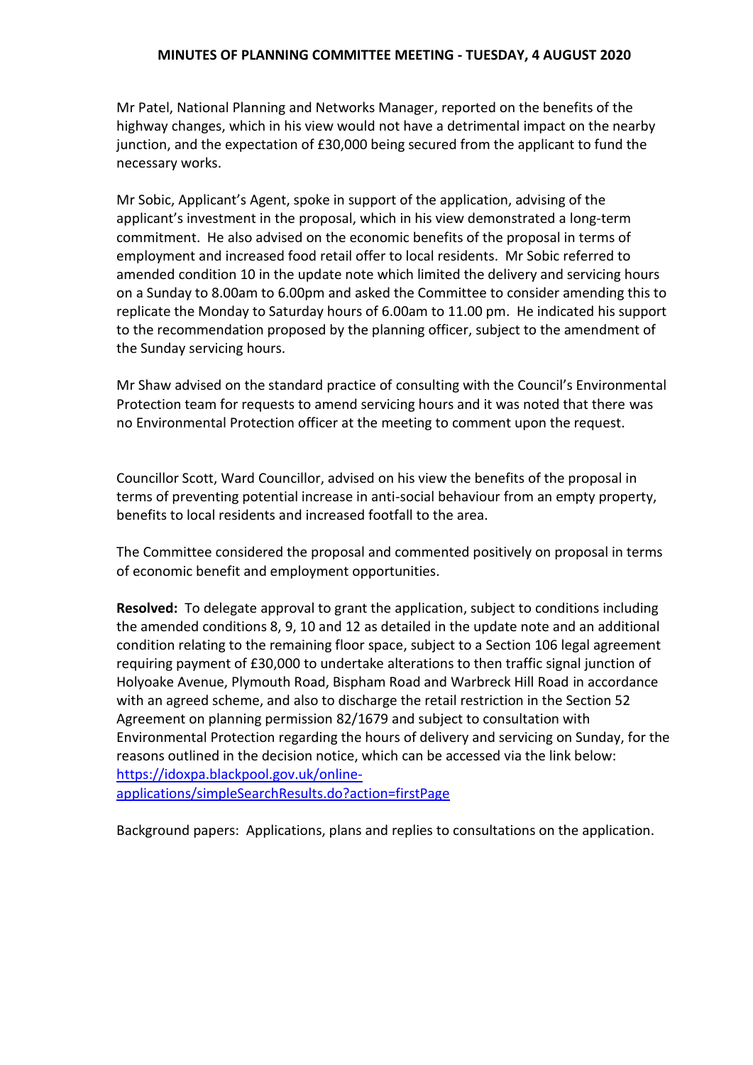Mr Patel, National Planning and Networks Manager, reported on the benefits of the highway changes, which in his view would not have a detrimental impact on the nearby junction, and the expectation of £30,000 being secured from the applicant to fund the necessary works.

Mr Sobic, Applicant's Agent, spoke in support of the application, advising of the applicant's investment in the proposal, which in his view demonstrated a long-term commitment. He also advised on the economic benefits of the proposal in terms of employment and increased food retail offer to local residents. Mr Sobic referred to amended condition 10 in the update note which limited the delivery and servicing hours on a Sunday to 8.00am to 6.00pm and asked the Committee to consider amending this to replicate the Monday to Saturday hours of 6.00am to 11.00 pm. He indicated his support to the recommendation proposed by the planning officer, subject to the amendment of the Sunday servicing hours.

Mr Shaw advised on the standard practice of consulting with the Council's Environmental Protection team for requests to amend servicing hours and it was noted that there was no Environmental Protection officer at the meeting to comment upon the request.

Councillor Scott, Ward Councillor, advised on his view the benefits of the proposal in terms of preventing potential increase in anti-social behaviour from an empty property, benefits to local residents and increased footfall to the area.

The Committee considered the proposal and commented positively on proposal in terms of economic benefit and employment opportunities.

**Resolved:** To delegate approval to grant the application, subject to conditions including the amended conditions 8, 9, 10 and 12 as detailed in the update note and an additional condition relating to the remaining floor space, subject to a Section 106 legal agreement requiring payment of £30,000 to undertake alterations to then traffic signal junction of Holyoake Avenue, Plymouth Road, Bispham Road and Warbreck Hill Road in accordance with an agreed scheme, and also to discharge the retail restriction in the Section 52 Agreement on planning permission 82/1679 and subject to consultation with Environmental Protection regarding the hours of delivery and servicing on Sunday, for the reasons outlined in the decision notice, which can be accessed via the link below:
[https://idoxpa.blackpool.gov.uk/online-applications/simpleSearchResults.do?action=firstPage](https://idoxpa.blackpool.gov.uk/online-applications/simpleSearchResults.do?action=firstPage)

Background papers: Applications, plans and replies to consultations on the application.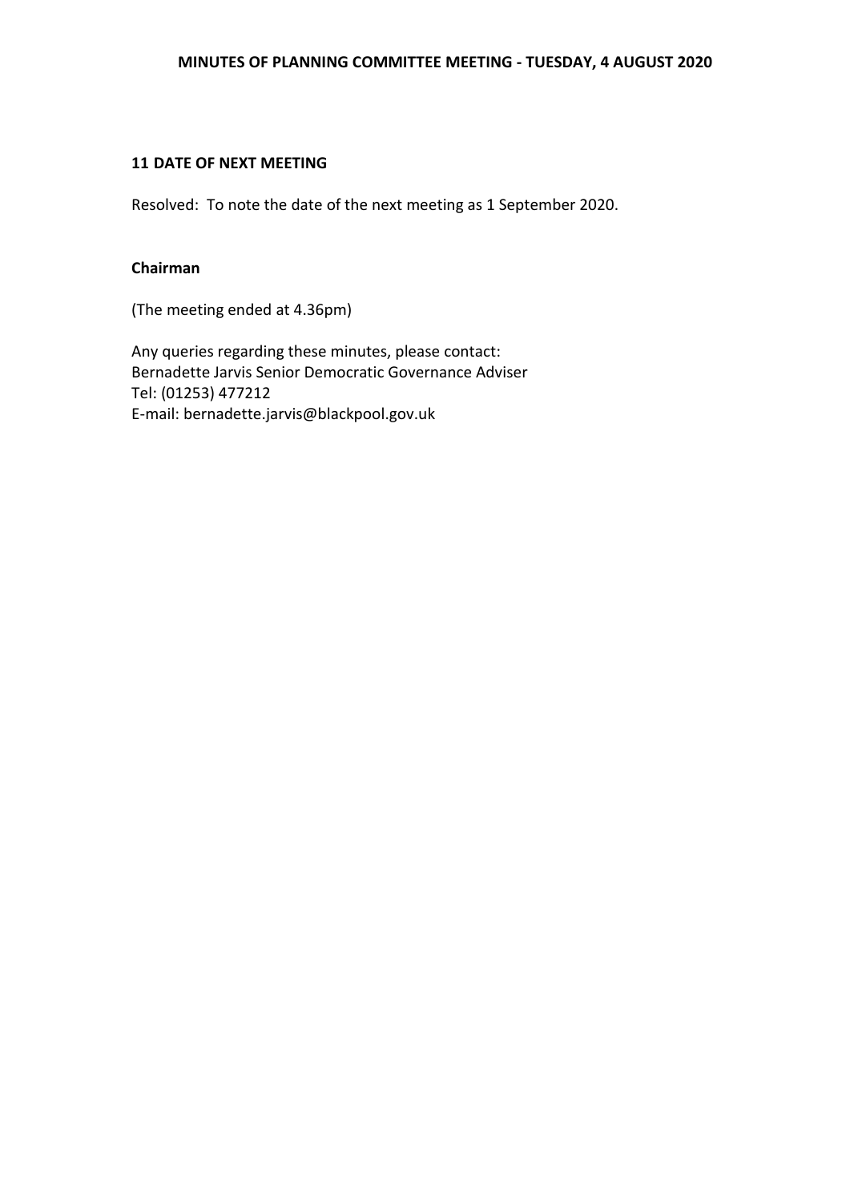## 11 DATE OF NEXT MEETING

Resolved: To note the date of the next meeting as 1 September 2020.

**Chairman**

(The meeting ended at 4.36pm)

Any queries regarding these minutes, please contact:
Bernadette Jarvis Senior Democratic Governance Adviser
Tel: (01253) 477212
E-mail: bernadette.jarvis@blackpool.gov.uk